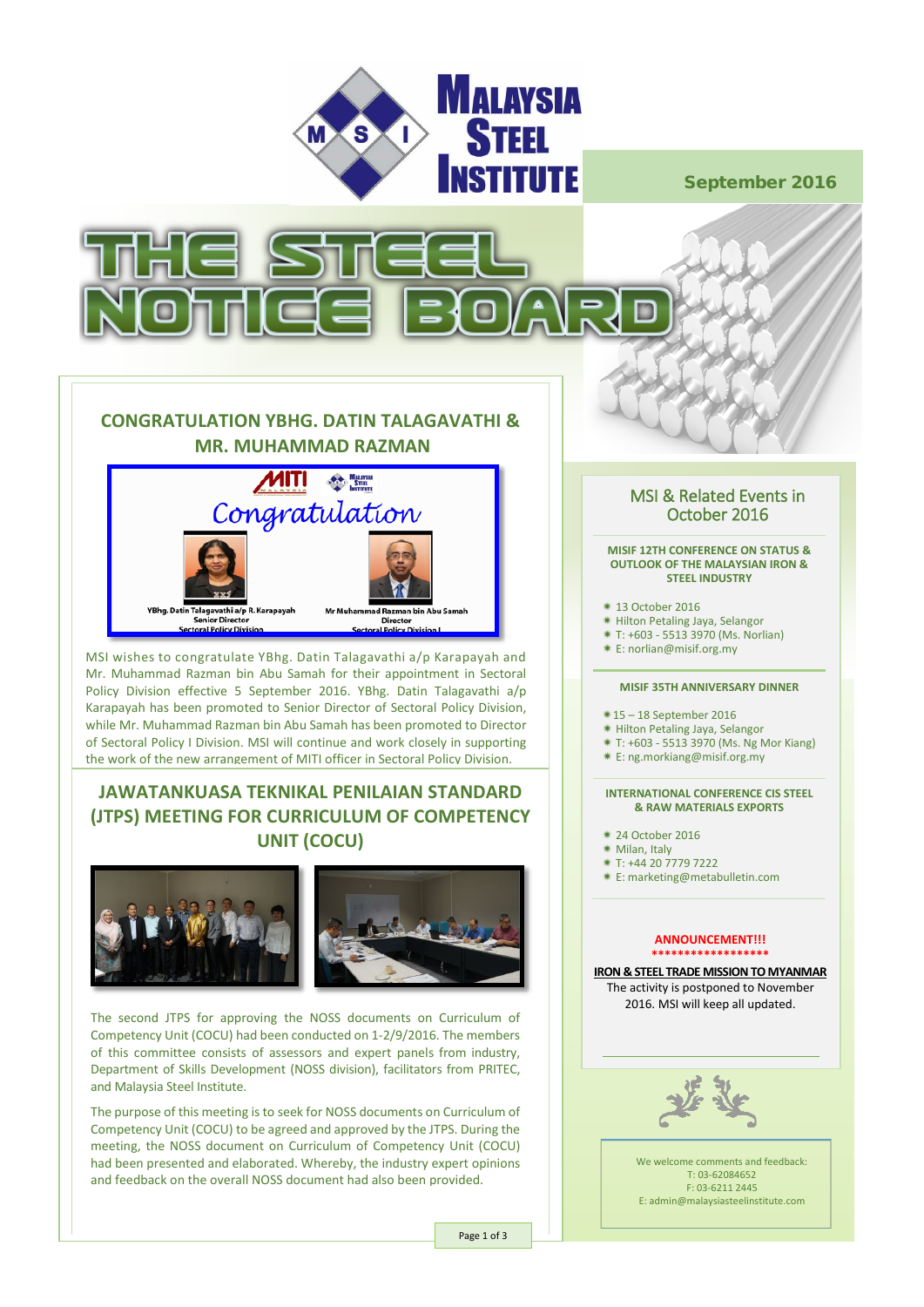# MALAYSIA STEEL INSTITUTE

September 2016

# THE STEEL NOTICE BOARD

## CONGRATULATION YBHG. DATIN TALAGAVATHI & MR. MUHAMMAD RAZMAN

Congratulation

YBhg. Datin Talagavathi a/p R. Karapayah
Senior Director
Sectoral Policy Division

Mr Muhammad Razman bin Abu Samah
Director
Sectoral Policy Division I

MSI wishes to congratulate YBhg. Datin Talagavathi a/p Karapayah and Mr. Muhammad Razman bin Abu Samah for their appointment in Sectoral Policy Division effective 5 September 2016. YBhg. Datin Talagavathi a/p Karapayah has been promoted to Senior Director of Sectoral Policy Division, while Mr. Muhammad Razman bin Abu Samah has been promoted to Director of Sectoral Policy I Division. MSI will continue and work closely in supporting the work of the new arrangement of MITI officer in Sectoral Policy Division.

## JAWATANKUASA TEKNIKAL PENILAIAN STANDARD (JTPS) MEETING FOR CURRICULUM OF COMPETENCY UNIT (COCU)

The second JTPS for approving the NOSS documents on Curriculum of Competency Unit (COCU) had been conducted on 1-2/9/2016. The members of this committee consists of assessors and expert panels from industry, Department of Skills Development (NOSS division), facilitators from PRITEC, and Malaysia Steel Institute.

The purpose of this meeting is to seek for NOSS documents on Curriculum of Competency Unit (COCU) to be agreed and approved by the JTPS. During the meeting, the NOSS document on Curriculum of Competency Unit (COCU) had been presented and elaborated. Whereby, the industry expert opinions and feedback on the overall NOSS document had also been provided.

## MSI & Related Events in October 2016

### MISIF 12TH CONFERENCE ON STATUS & OUTLOOK OF THE MALAYSIAN IRON & STEEL INDUSTRY

- 13 October 2016
- Hilton Petaling Jaya, Selangor
- T: +603 - 5513 3970 (Ms. Norlian)
- E: norlian@misif.org.my

### MISIF 35TH ANNIVERSARY DINNER

- 15 – 18 September 2016
- Hilton Petaling Jaya, Selangor
- T: +603 - 5513 3970 (Ms. Ng Mor Kiang)
- E: ng.morkiang@misif.org.my

### INTERNATIONAL CONFERENCE CIS STEEL & RAW MATERIALS EXPORTS

- 24 October 2016
- Milan, Italy
- T: +44 20 7779 7222
- E: marketing@metabulletin.com

**ANNOUNCEMENT!!!**

**IRON & STEEL TRADE MISSION TO MYANMAR**

The activity is postponed to November 2016. MSI will keep all updated.

We welcome comments and feedback:
T: 03-62084652
F: 03-6211 2445
E: admin@malaysiasteelinstitute.com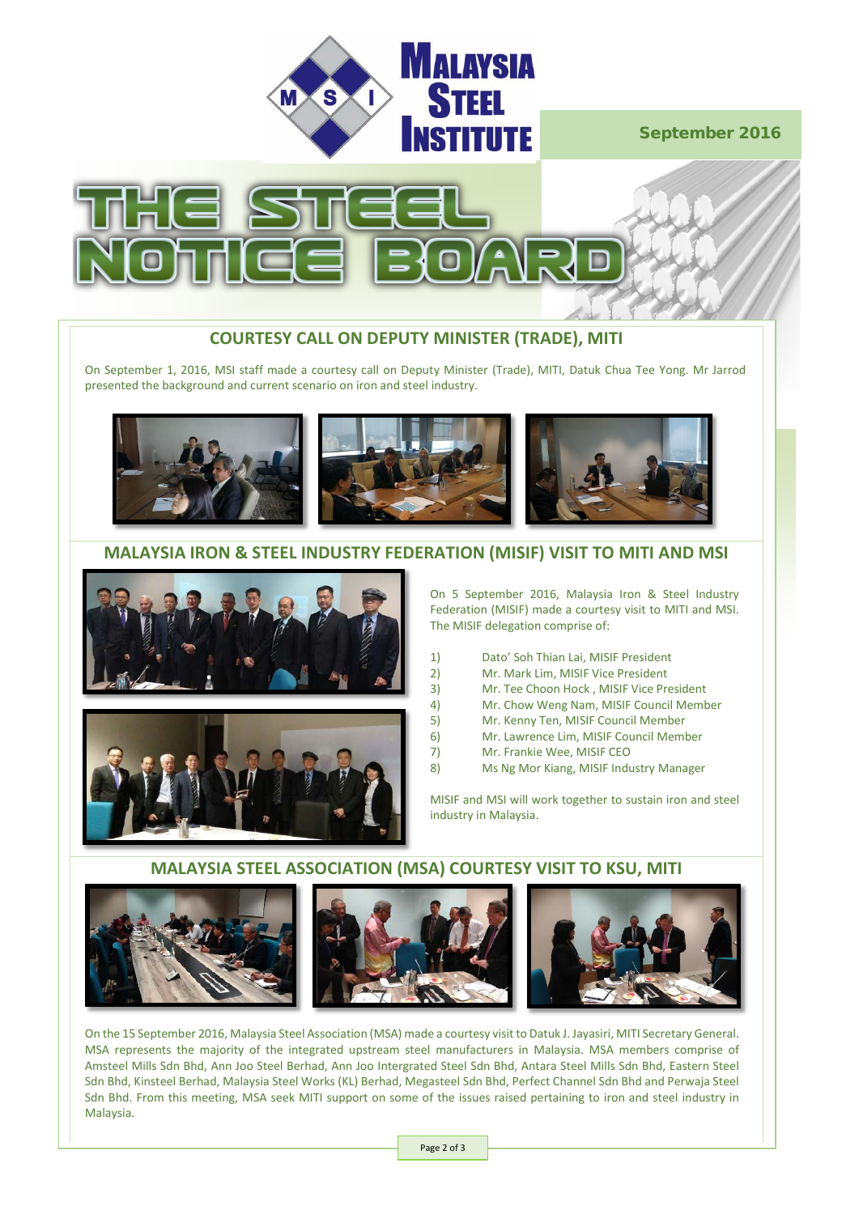# THE STEEL NOTICE BOARD

September 2016

## COURTESY CALL ON DEPUTY MINISTER (TRADE), MITI

On September 1, 2016, MSI staff made a courtesy call on Deputy Minister (Trade), MITI, Datuk Chua Tee Yong. Mr Jarrod presented the background and current scenario on iron and steel industry.

## MALAYSIA IRON & STEEL INDUSTRY FEDERATION (MISIF) VISIT TO MITI AND MSI

On 5 September 2016, Malaysia Iron & Steel Industry Federation (MISIF) made a courtesy visit to MITI and MSI. The MISIF delegation comprise of:

1) Dato' Soh Thian Lai, MISIF President
2) Mr. Mark Lim, MISIF Vice President
3) Mr. Tee Choon Hock , MISIF Vice President
4) Mr. Chow Weng Nam, MISIF Council Member
5) Mr. Kenny Ten, MISIF Council Member
6) Mr. Lawrence Lim, MISIF Council Member
7) Mr. Frankie Wee, MISIF CEO
8) Ms Ng Mor Kiang, MISIF Industry Manager

MISIF and MSI will work together to sustain iron and steel industry in Malaysia.

## MALAYSIA STEEL ASSOCIATION (MSA) COURTESY VISIT TO KSU, MITI

On the 15 September 2016, Malaysia Steel Association (MSA) made a courtesy visit to Datuk J. Jayasiri, MITI Secretary General. MSA represents the majority of the integrated upstream steel manufacturers in Malaysia. MSA members comprise of Amsteel Mills Sdn Bhd, Ann Joo Steel Berhad, Ann Joo Intergrated Steel Sdn Bhd, Antara Steel Mills Sdn Bhd, Eastern Steel Sdn Bhd, Kinsteel Berhad, Malaysia Steel Works (KL) Berhad, Megasteel Sdn Bhd, Perfect Channel Sdn Bhd and Perwaja Steel Sdn Bhd. From this meeting, MSA seek MITI support on some of the issues raised pertaining to iron and steel industry in Malaysia.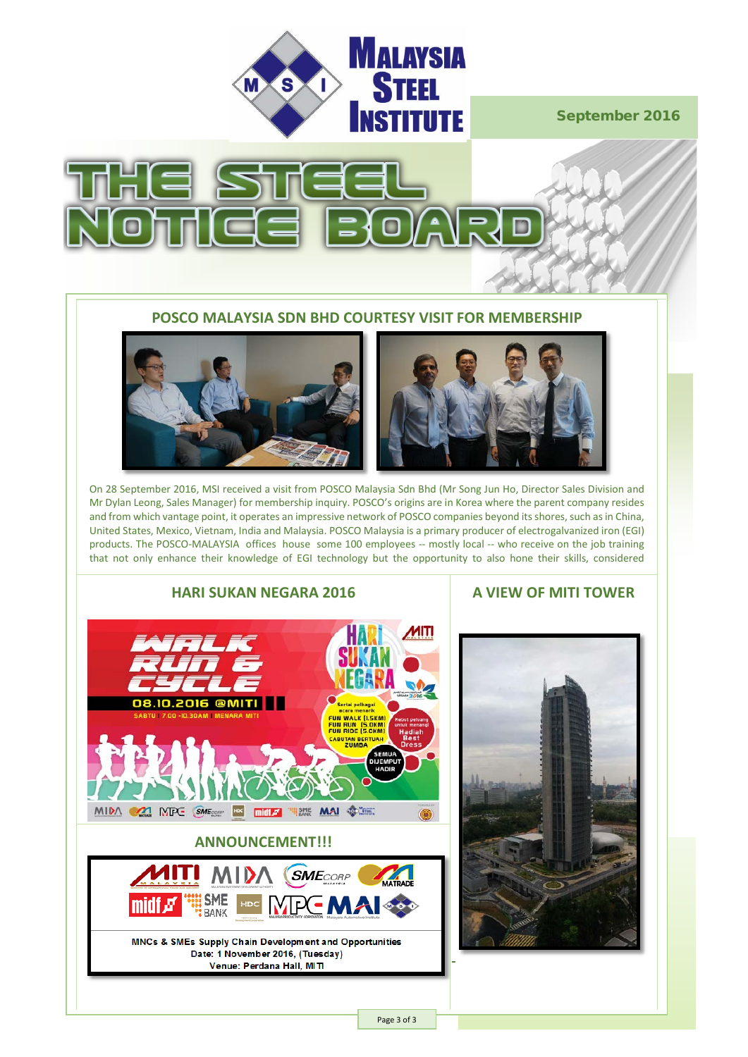# MALAYSIA STEEL INSTITUTE

September 2016

# THE STEEL NOTICE BOARD

## POSCO MALAYSIA SDN BHD COURTESY VISIT FOR MEMBERSHIP

On 28 September 2016, MSI received a visit from POSCO Malaysia Sdn Bhd (Mr Song Jun Ho, Director Sales Division and Mr Dylan Leong, Sales Manager) for membership inquiry. POSCO's origins are in Korea where the parent company resides and from which vantage point, it operates an impressive network of POSCO companies beyond its shores, such as in China, United States, Mexico, Vietnam, India and Malaysia. POSCO Malaysia is a primary producer of electrogalvanized iron (EGI) products. The POSCO-MALAYSIA offices house some 100 employees -- mostly local -- who receive on the job training that not only enhance their knowledge of EGI technology but the opportunity to also hone their skills, considered

## HARI SUKAN NEGARA 2016

WALK RUN & CYCLE

08.10.2016 @MITI

SABTU | 7.00 -10.30AM | MENARA MITI

HARI SUKAN NEGARA

Sertai pelbagai acara menarik
FUN WALK (1.5KM)
FUN RUN (5.0KM)
FUN RIDE (5.0KM)
CABUTAN BERTUAH
ZUMBA

Rebut peluang untuk menang! Hadiah Best Dress

SEMUA DIJEMPUT HADIR

## ANNOUNCEMENT!!!

MNCs & SMEs Supply Chain Development and Opportunities
Date: 1 November 2016, (Tuesday)
Venue: Perdana Hall, MITI

## A VIEW OF MITI TOWER